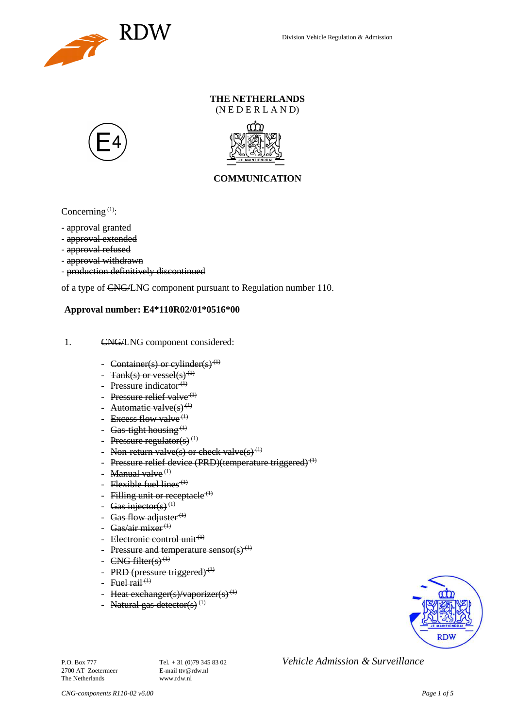Division Vehicle Regulation & Admission

**THE NETHERLANDS**
(N E D E R L A N D)

E4

**COMMUNICATION**

Concerning [(1)]:

- approval granted
- ~~approval extended~~
- ~~approval refused~~
- ~~approval withdrawn~~
- ~~production definitively discontinued~~

of a type of ~~CNG/~~LNG component pursuant to Regulation number 110.

**Approval number: E4*110R02/01*0516*00**

1. ~~CNG/~~LNG component considered:

- ~~Container(s) or cylinder(s)~~ [(1)]
- ~~Tank(s) or vessel(s)~~ [(1)]
- ~~Pressure indicator~~ [(1)]
- ~~Pressure relief valve~~ [(1)]
- ~~Automatic valve(s)~~ [(1)]
- ~~Excess flow valve~~ [(1)]
- ~~Gas-tight housing~~ [(1)]
- ~~Pressure regulator(s)~~ [(1)]
- ~~Non-return valve(s) or check valve(s)~~ [(1)]
- ~~Pressure relief device (PRD)(temperature triggered)~~ [(1)]
- ~~Manual valve~~ [(1)]
- ~~Flexible fuel lines~~ [(1)]
- ~~Filling unit or receptacle~~ [(1)]
- ~~Gas injector(s)~~ [(1)]
- ~~Gas flow adjuster~~ [(1)]
- ~~Gas/air mixer~~ [(1)]
- ~~Electronic control unit~~ [(1)]
- ~~Pressure and temperature sensor(s)~~ [(1)]
- ~~CNG filter(s)~~ [(1)]
- ~~PRD (pressure triggered)~~ [(1)]
- ~~Fuel rail~~ [(1)]
- ~~Heat exchanger(s)/vaporizer(s)~~ [(1)]
- ~~Natural gas detector(s)~~ [(1)]

P.O. Box 777
2700 AT Zoetermeer
The Netherlands

Tel. + 31 (0)79 345 83 02
E-mail ttv@rdw.nl
www.rdw.nl

*Vehicle Admission & Surveillance*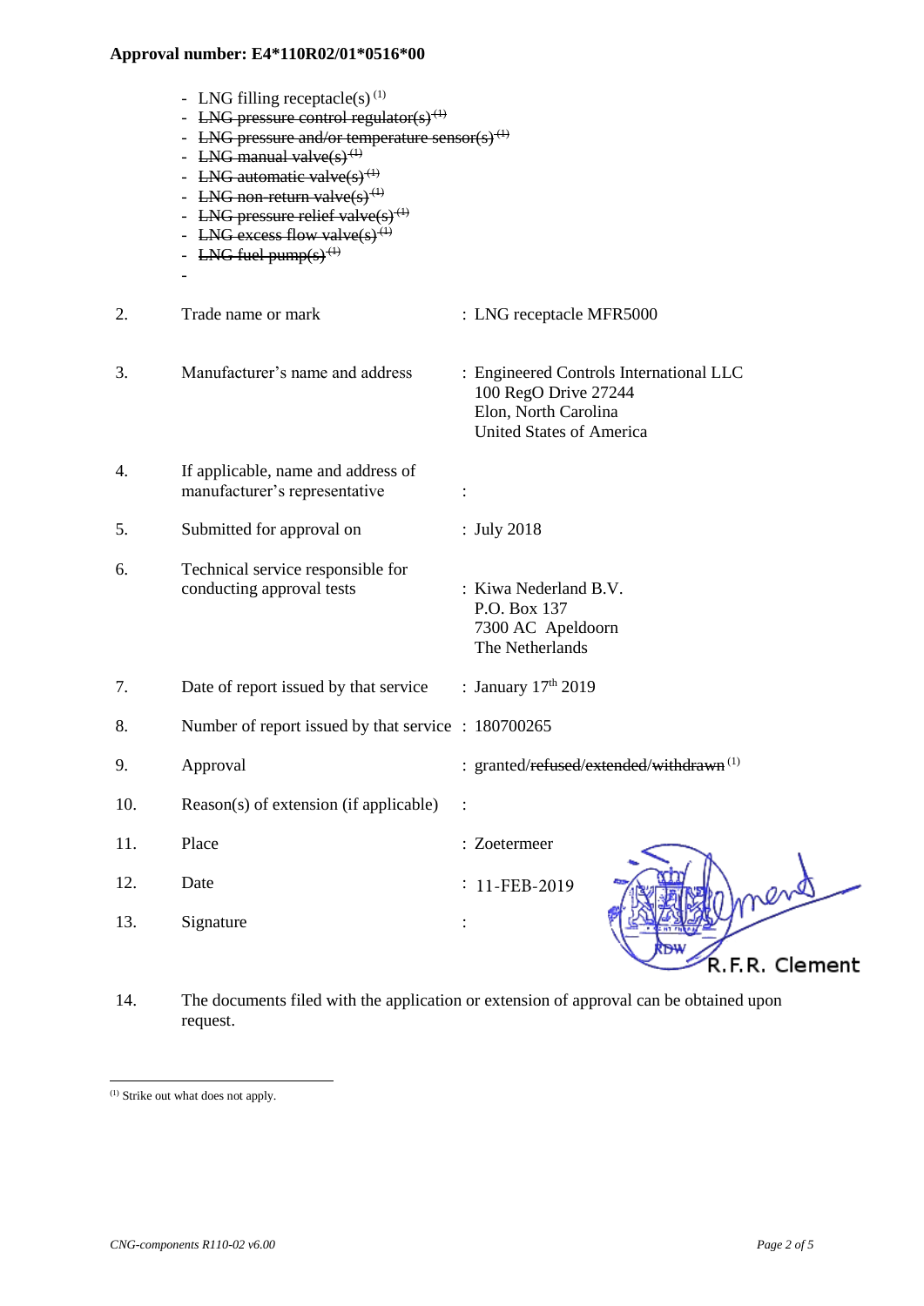**Approval number: E4*110R02/01*0516*00**

- LNG filling receptacle(s) [(1)]
- ~~LNG pressure control regulator(s)~~ [(1)]
- ~~LNG pressure and/or temperature sensor(s)~~ [(1)]
- ~~LNG manual valve(s)~~ [(1)]
- ~~LNG automatic valve(s)~~ [(1)]
- ~~LNG non-return valve(s)~~ [(1)]
- ~~LNG pressure relief valve(s)~~ [(1)]
- ~~LNG excess flow valve(s)~~ [(1)]
- ~~LNG fuel pump(s)~~ [(1)]
-

| | | |
|---|---|---|
| 2. | Trade name or mark | : LNG receptacle MFR5000 |
| 3. | Manufacturer's name and address | : Engineered Controls International LLC<br>100 RegO Drive 27244<br>Elon, North Carolina<br>United States of America |
| 4. | If applicable, name and address of manufacturer's representative | : |
| 5. | Submitted for approval on | : July 2018 |
| 6. | Technical service responsible for conducting approval tests | : Kiwa Nederland B.V.<br>P.O. Box 137<br>7300 AC Apeldoorn<br>The Netherlands |
| 7. | Date of report issued by that service | : January 17th 2019 |
| 8. | Number of report issued by that service | : 180700265 |
| 9. | Approval | : granted/~~refused~~/~~extended~~/~~withdrawn~~ [(1)] |
| 10. | Reason(s) of extension (if applicable) | : |
| 11. | Place | : Zoetermeer |
| 12. | Date | : 11-FEB-2019 |
| 13. | Signature | : R.F.R. Clement |
| 14. | The documents filed with the application or extension of approval can be obtained upon request. | |

[(1)] Strike out what does not apply.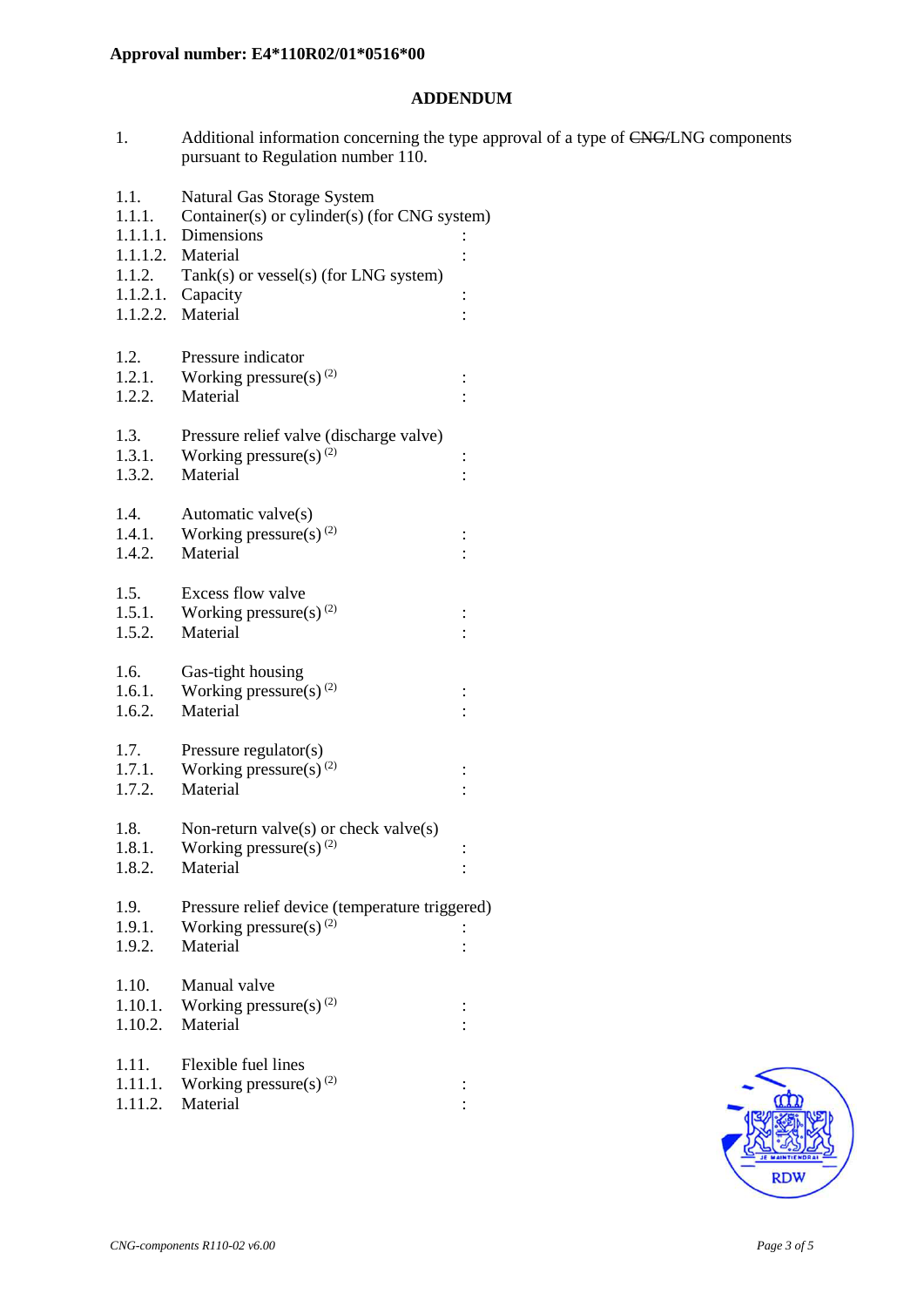**Approval number: E4*110R02/01*0516*00**

## ADDENDUM

1. Additional information concerning the type approval of a type of ~~CNG/~~LNG components pursuant to Regulation number 110.

1.1. Natural Gas Storage System
1.1.1. Container(s) or cylinder(s) (for CNG system)
1.1.1.1. Dimensions :
1.1.1.2. Material :
1.1.2. Tank(s) or vessel(s) (for LNG system)
1.1.2.1. Capacity :
1.1.2.2. Material :

1.2. Pressure indicator
1.2.1. Working pressure(s) (2) :
1.2.2. Material :

1.3. Pressure relief valve (discharge valve)
1.3.1. Working pressure(s) (2) :
1.3.2. Material :

1.4. Automatic valve(s)
1.4.1. Working pressure(s) (2) :
1.4.2. Material :

1.5. Excess flow valve
1.5.1. Working pressure(s) (2) :
1.5.2. Material :

1.6. Gas-tight housing
1.6.1. Working pressure(s) (2) :
1.6.2. Material :

1.7. Pressure regulator(s)
1.7.1. Working pressure(s) (2) :
1.7.2. Material :

1.8. Non-return valve(s) or check valve(s)
1.8.1. Working pressure(s) (2) :
1.8.2. Material :

1.9. Pressure relief device (temperature triggered)
1.9.1. Working pressure(s) (2) :
1.9.2. Material :

1.10. Manual valve
1.10.1. Working pressure(s) (2) :
1.10.2. Material :

1.11. Flexible fuel lines
1.11.1. Working pressure(s) (2) :
1.11.2. Material :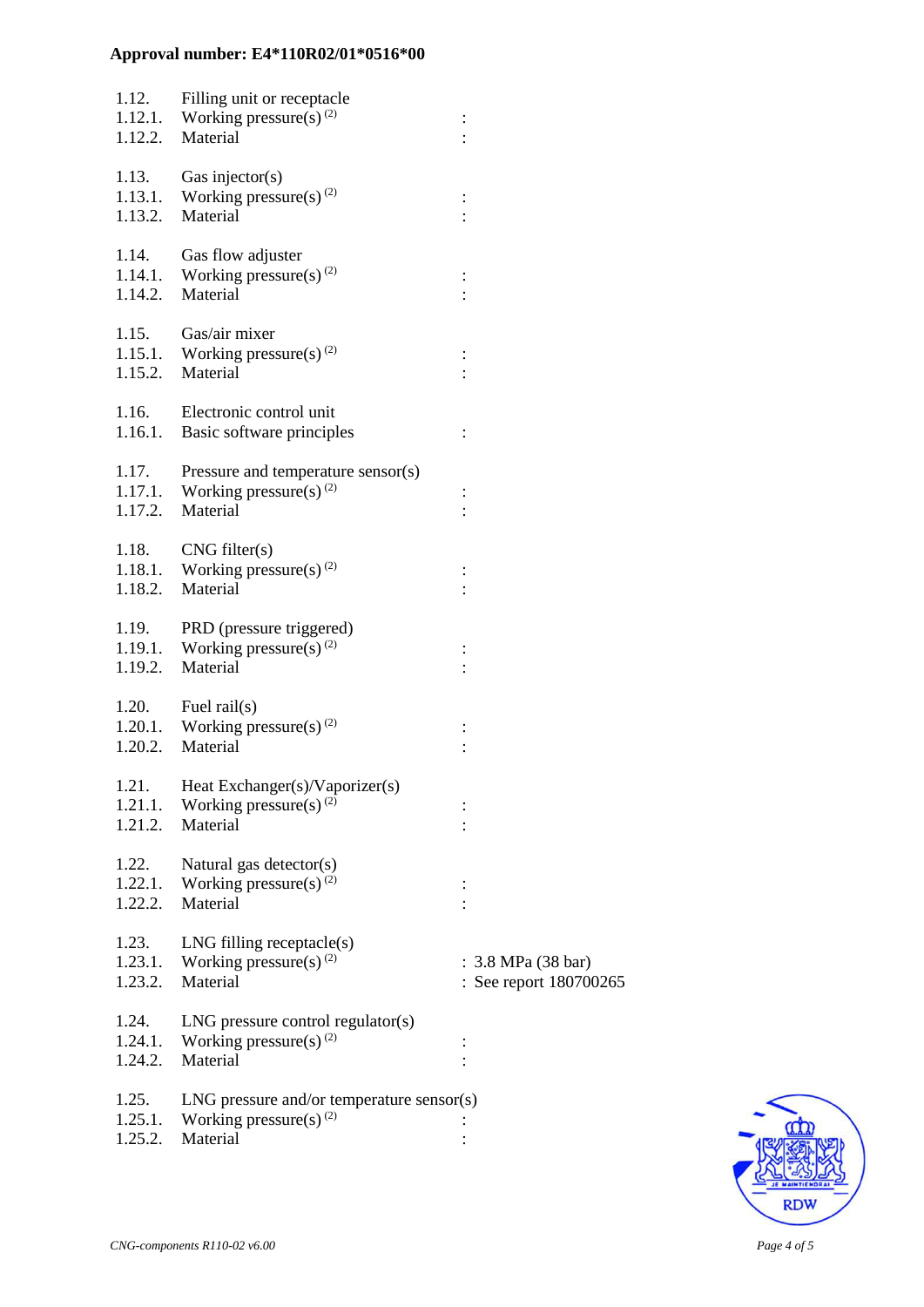**Approval number: E4*110R02/01*0516*00**

| | | |
|---|---|---|
| 1.12. | Filling unit or receptacle | |
| 1.12.1. | Working pressure(s) (2) | : |
| 1.12.2. | Material | : |
| | | |
| 1.13. | Gas injector(s) | |
| 1.13.1. | Working pressure(s) (2) | : |
| 1.13.2. | Material | : |
| | | |
| 1.14. | Gas flow adjuster | |
| 1.14.1. | Working pressure(s) (2) | : |
| 1.14.2. | Material | : |
| | | |
| 1.15. | Gas/air mixer | |
| 1.15.1. | Working pressure(s) (2) | : |
| 1.15.2. | Material | : |
| | | |
| 1.16. | Electronic control unit | |
| 1.16.1. | Basic software principles | : |
| | | |
| 1.17. | Pressure and temperature sensor(s) | |
| 1.17.1. | Working pressure(s) (2) | : |
| 1.17.2. | Material | : |
| | | |
| 1.18. | CNG filter(s) | |
| 1.18.1. | Working pressure(s) (2) | : |
| 1.18.2. | Material | : |
| | | |
| 1.19. | PRD (pressure triggered) | |
| 1.19.1. | Working pressure(s) (2) | : |
| 1.19.2. | Material | : |
| | | |
| 1.20. | Fuel rail(s) | |
| 1.20.1. | Working pressure(s) (2) | : |
| 1.20.2. | Material | : |
| | | |
| 1.21. | Heat Exchanger(s)/Vaporizer(s) | |
| 1.21.1. | Working pressure(s) (2) | : |
| 1.21.2. | Material | : |
| | | |
| 1.22. | Natural gas detector(s) | |
| 1.22.1. | Working pressure(s) (2) | : |
| 1.22.2. | Material | : |
| | | |
| 1.23. | LNG filling receptacle(s) | |
| 1.23.1. | Working pressure(s) (2) | : 3.8 MPa (38 bar) |
| 1.23.2. | Material | : See report 180700265 |
| | | |
| 1.24. | LNG pressure control regulator(s) | |
| 1.24.1. | Working pressure(s) (2) | : |
| 1.24.2. | Material | : |
| | | |
| 1.25. | LNG pressure and/or temperature sensor(s) | |
| 1.25.1. | Working pressure(s) (2) | : |
| 1.25.2. | Material | : |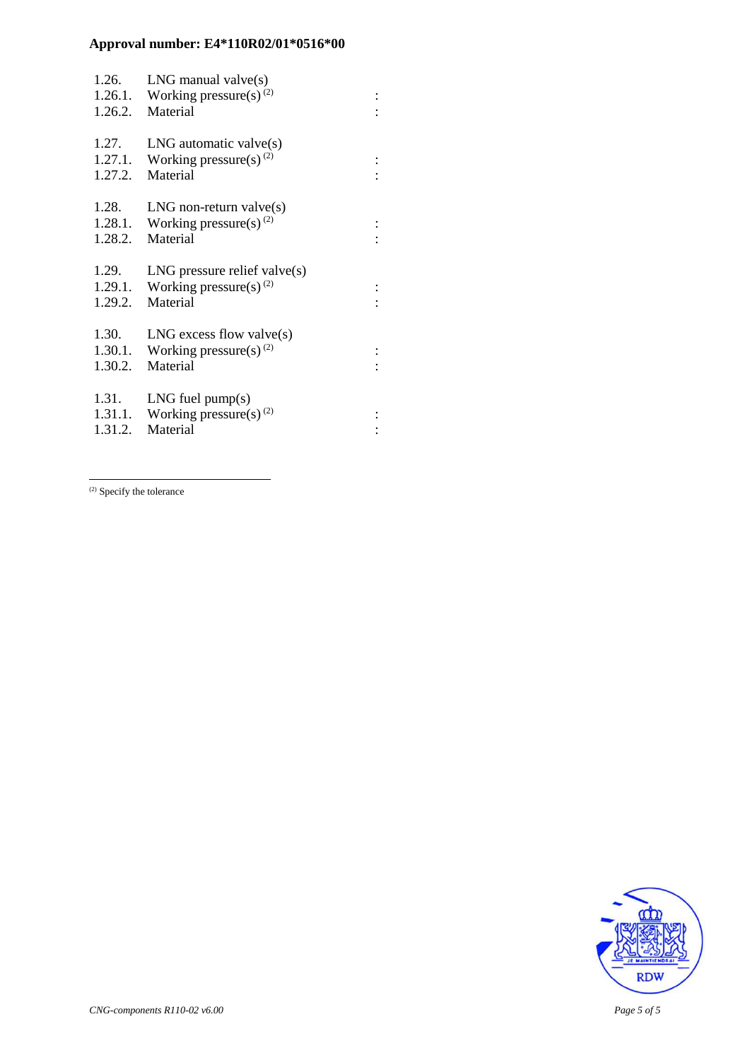**Approval number: E4*110R02/01*0516*00**

| | | |
|---|---|---|
| 1.26. | LNG manual valve(s) | |
| 1.26.1. | Working pressure(s) [2] | : |
| 1.26.2. | Material | : |
| 1.27. | LNG automatic valve(s) | |
| 1.27.1. | Working pressure(s) [2] | : |
| 1.27.2. | Material | : |
| 1.28. | LNG non-return valve(s) | |
| 1.28.1. | Working pressure(s) [2] | : |
| 1.28.2. | Material | : |
| 1.29. | LNG pressure relief valve(s) | |
| 1.29.1. | Working pressure(s) [2] | : |
| 1.29.2. | Material | : |
| 1.30. | LNG excess flow valve(s) | |
| 1.30.1. | Working pressure(s) [2] | : |
| 1.30.2. | Material | : |
| 1.31. | LNG fuel pump(s) | |
| 1.31.1. | Working pressure(s) [2] | : |
| 1.31.2. | Material | : |

---

[2] Specify the tolerance